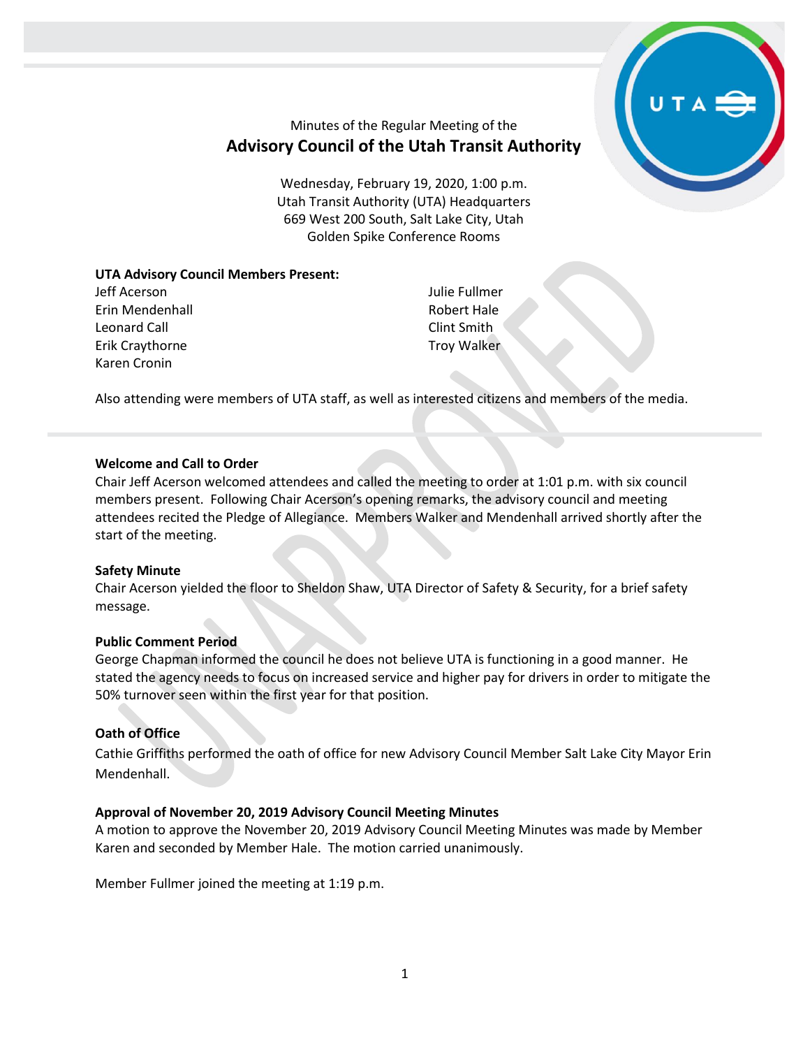Minutes of the Regular Meeting of the

# Advisory Council of the Utah Transit Authority

Wednesday, February 19, 2020, 1:00 p.m.
Utah Transit Authority (UTA) Headquarters
669 West 200 South, Salt Lake City, Utah
Golden Spike Conference Rooms

**UTA Advisory Council Members Present:**

Jeff Acerson
Erin Mendenhall
Leonard Call
Erik Craythorne
Karen Cronin
Julie Fullmer
Robert Hale
Clint Smith
Troy Walker

Also attending were members of UTA staff, as well as interested citizens and members of the media.

**Welcome and Call to Order**

Chair Jeff Acerson welcomed attendees and called the meeting to order at 1:01 p.m. with six council members present. Following Chair Acerson's opening remarks, the advisory council and meeting attendees recited the Pledge of Allegiance. Members Walker and Mendenhall arrived shortly after the start of the meeting.

**Safety Minute**

Chair Acerson yielded the floor to Sheldon Shaw, UTA Director of Safety & Security, for a brief safety message.

**Public Comment Period**

George Chapman informed the council he does not believe UTA is functioning in a good manner. He stated the agency needs to focus on increased service and higher pay for drivers in order to mitigate the 50% turnover seen within the first year for that position.

**Oath of Office**

Cathie Griffiths performed the oath of office for new Advisory Council Member Salt Lake City Mayor Erin Mendenhall.

**Approval of November 20, 2019 Advisory Council Meeting Minutes**

A motion to approve the November 20, 2019 Advisory Council Meeting Minutes was made by Member Karen and seconded by Member Hale. The motion carried unanimously.

Member Fullmer joined the meeting at 1:19 p.m.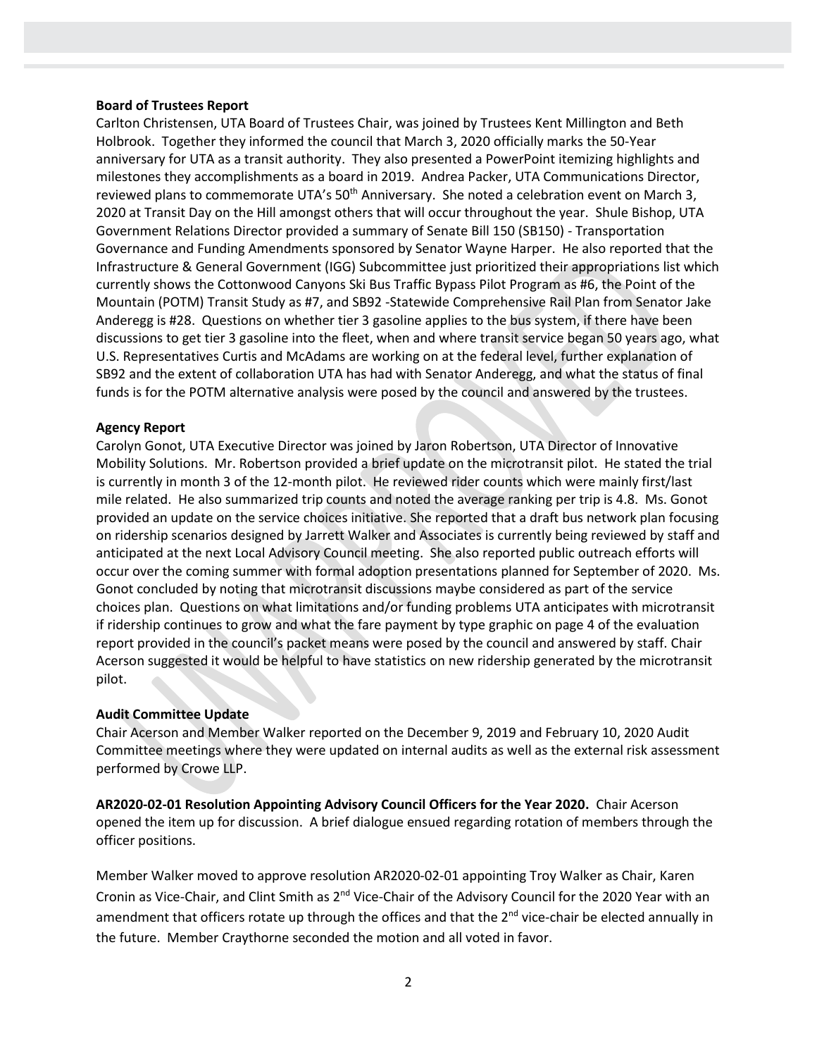**Board of Trustees Report**

Carlton Christensen, UTA Board of Trustees Chair, was joined by Trustees Kent Millington and Beth Holbrook. Together they informed the council that March 3, 2020 officially marks the 50-Year anniversary for UTA as a transit authority. They also presented a PowerPoint itemizing highlights and milestones they accomplishments as a board in 2019. Andrea Packer, UTA Communications Director, reviewed plans to commemorate UTA's 50th Anniversary. She noted a celebration event on March 3, 2020 at Transit Day on the Hill amongst others that will occur throughout the year. Shule Bishop, UTA Government Relations Director provided a summary of Senate Bill 150 (SB150) - Transportation Governance and Funding Amendments sponsored by Senator Wayne Harper. He also reported that the Infrastructure & General Government (IGG) Subcommittee just prioritized their appropriations list which currently shows the Cottonwood Canyons Ski Bus Traffic Bypass Pilot Program as #6, the Point of the Mountain (POTM) Transit Study as #7, and SB92 -Statewide Comprehensive Rail Plan from Senator Jake Anderegg is #28. Questions on whether tier 3 gasoline applies to the bus system, if there have been discussions to get tier 3 gasoline into the fleet, when and where transit service began 50 years ago, what U.S. Representatives Curtis and McAdams are working on at the federal level, further explanation of SB92 and the extent of collaboration UTA has had with Senator Anderegg, and what the status of final funds is for the POTM alternative analysis were posed by the council and answered by the trustees.

**Agency Report**

Carolyn Gonot, UTA Executive Director was joined by Jaron Robertson, UTA Director of Innovative Mobility Solutions. Mr. Robertson provided a brief update on the microtransit pilot. He stated the trial is currently in month 3 of the 12-month pilot. He reviewed rider counts which were mainly first/last mile related. He also summarized trip counts and noted the average ranking per trip is 4.8. Ms. Gonot provided an update on the service choices initiative. She reported that a draft bus network plan focusing on ridership scenarios designed by Jarrett Walker and Associates is currently being reviewed by staff and anticipated at the next Local Advisory Council meeting. She also reported public outreach efforts will occur over the coming summer with formal adoption presentations planned for September of 2020. Ms. Gonot concluded by noting that microtransit discussions maybe considered as part of the service choices plan. Questions on what limitations and/or funding problems UTA anticipates with microtransit if ridership continues to grow and what the fare payment by type graphic on page 4 of the evaluation report provided in the council's packet means were posed by the council and answered by staff. Chair Acerson suggested it would be helpful to have statistics on new ridership generated by the microtransit pilot.

**Audit Committee Update**

Chair Acerson and Member Walker reported on the December 9, 2019 and February 10, 2020 Audit Committee meetings where they were updated on internal audits as well as the external risk assessment performed by Crowe LLP.

**AR2020-02-01 Resolution Appointing Advisory Council Officers for the Year 2020.** Chair Acerson opened the item up for discussion. A brief dialogue ensued regarding rotation of members through the officer positions.

Member Walker moved to approve resolution AR2020-02-01 appointing Troy Walker as Chair, Karen Cronin as Vice-Chair, and Clint Smith as 2nd Vice-Chair of the Advisory Council for the 2020 Year with an amendment that officers rotate up through the offices and that the 2nd vice-chair be elected annually in the future. Member Craythorne seconded the motion and all voted in favor.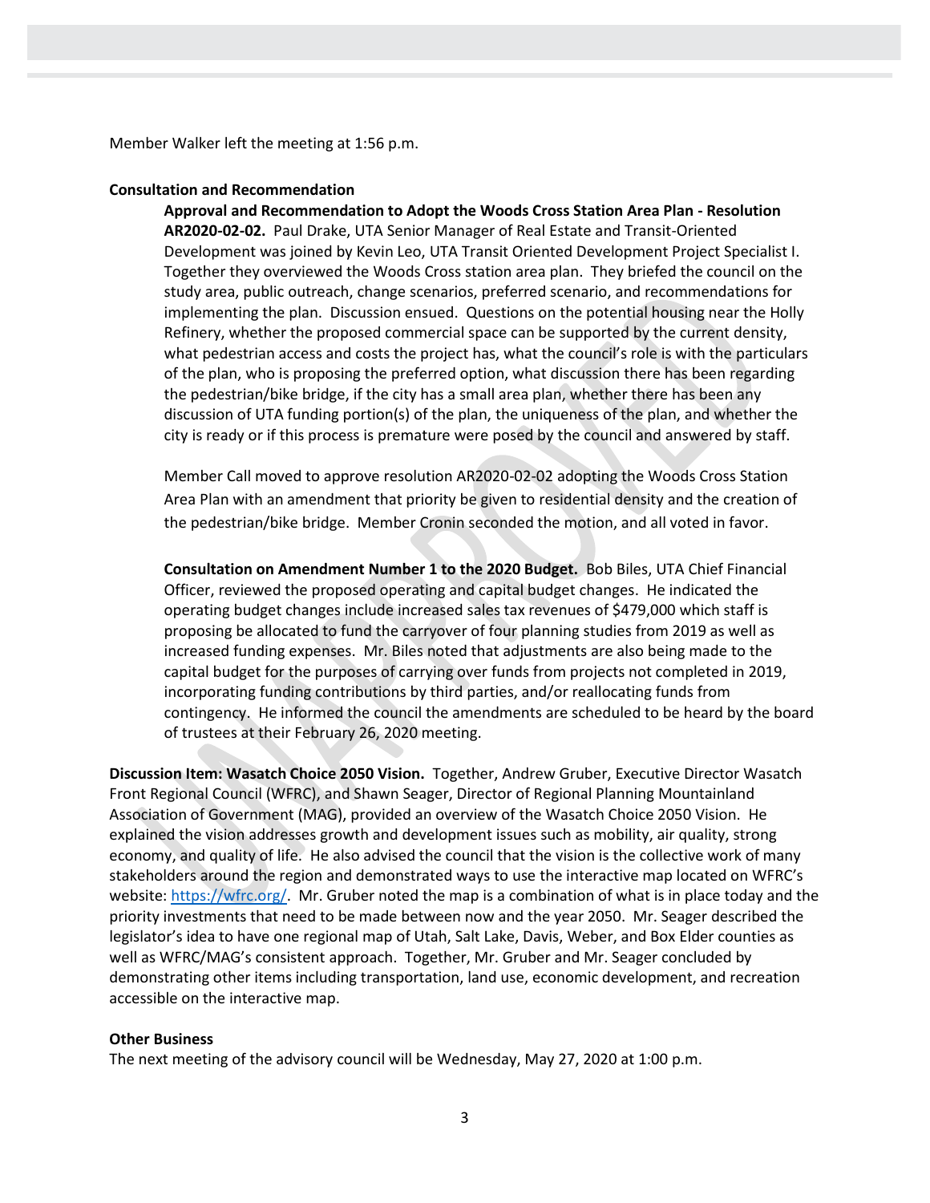Member Walker left the meeting at 1:56 p.m.

**Consultation and Recommendation**

**Approval and Recommendation to Adopt the Woods Cross Station Area Plan - Resolution AR2020-02-02.** Paul Drake, UTA Senior Manager of Real Estate and Transit-Oriented Development was joined by Kevin Leo, UTA Transit Oriented Development Project Specialist I. Together they overviewed the Woods Cross station area plan. They briefed the council on the study area, public outreach, change scenarios, preferred scenario, and recommendations for implementing the plan. Discussion ensued. Questions on the potential housing near the Holly Refinery, whether the proposed commercial space can be supported by the current density, what pedestrian access and costs the project has, what the council's role is with the particulars of the plan, who is proposing the preferred option, what discussion there has been regarding the pedestrian/bike bridge, if the city has a small area plan, whether there has been any discussion of UTA funding portion(s) of the plan, the uniqueness of the plan, and whether the city is ready or if this process is premature were posed by the council and answered by staff.

Member Call moved to approve resolution AR2020-02-02 adopting the Woods Cross Station Area Plan with an amendment that priority be given to residential density and the creation of the pedestrian/bike bridge. Member Cronin seconded the motion, and all voted in favor.

**Consultation on Amendment Number 1 to the 2020 Budget.** Bob Biles, UTA Chief Financial Officer, reviewed the proposed operating and capital budget changes. He indicated the operating budget changes include increased sales tax revenues of $479,000 which staff is proposing be allocated to fund the carryover of four planning studies from 2019 as well as increased funding expenses. Mr. Biles noted that adjustments are also being made to the capital budget for the purposes of carrying over funds from projects not completed in 2019, incorporating funding contributions by third parties, and/or reallocating funds from contingency. He informed the council the amendments are scheduled to be heard by the board of trustees at their February 26, 2020 meeting.

**Discussion Item: Wasatch Choice 2050 Vision.** Together, Andrew Gruber, Executive Director Wasatch Front Regional Council (WFRC), and Shawn Seager, Director of Regional Planning Mountainland Association of Government (MAG), provided an overview of the Wasatch Choice 2050 Vision. He explained the vision addresses growth and development issues such as mobility, air quality, strong economy, and quality of life. He also advised the council that the vision is the collective work of many stakeholders around the region and demonstrated ways to use the interactive map located on WFRC's website: https://wfrc.org/. Mr. Gruber noted the map is a combination of what is in place today and the priority investments that need to be made between now and the year 2050. Mr. Seager described the legislator's idea to have one regional map of Utah, Salt Lake, Davis, Weber, and Box Elder counties as well as WFRC/MAG's consistent approach. Together, Mr. Gruber and Mr. Seager concluded by demonstrating other items including transportation, land use, economic development, and recreation accessible on the interactive map.

**Other Business**

The next meeting of the advisory council will be Wednesday, May 27, 2020 at 1:00 p.m.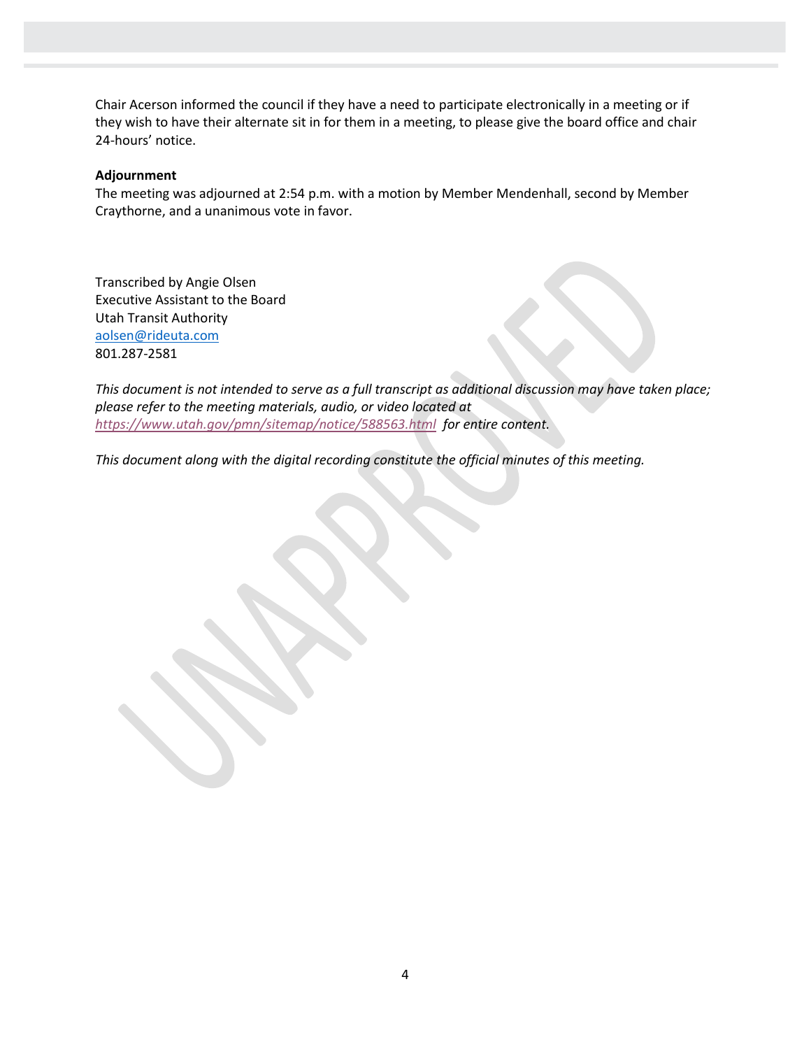Chair Acerson informed the council if they have a need to participate electronically in a meeting or if they wish to have their alternate sit in for them in a meeting, to please give the board office and chair 24-hours' notice.

**Adjournment**
The meeting was adjourned at 2:54 p.m. with a motion by Member Mendenhall, second by Member Craythorne, and a unanimous vote in favor.

Transcribed by Angie Olsen
Executive Assistant to the Board
Utah Transit Authority
aolsen@rideuta.com
801.287-2581

*This document is not intended to serve as a full transcript as additional discussion may have taken place; please refer to the meeting materials, audio, or video located at https://www.utah.gov/pmn/sitemap/notice/588563.html for entire content.*

*This document along with the digital recording constitute the official minutes of this meeting.*

UNAPPROVED